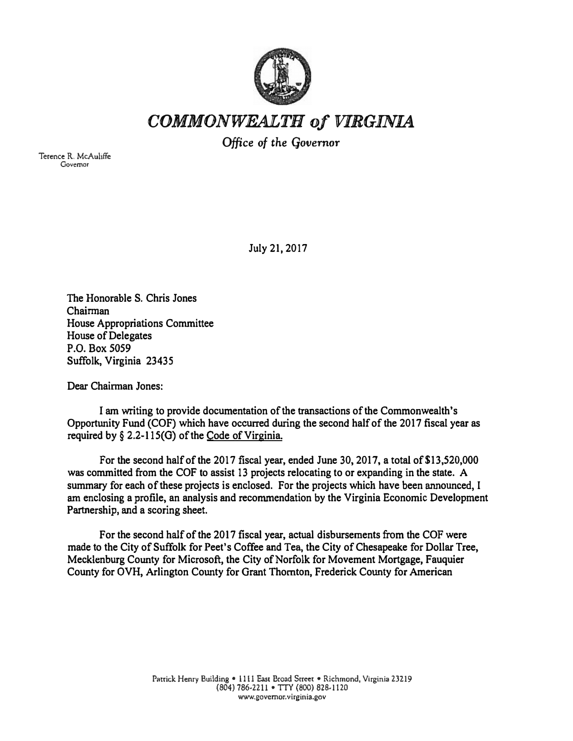// COMMONWEALTH of VIRGINIA

*Office of the Governor*

Terence R. McAuliffe
Governor

July 21, 2017

The Honorable S. Chris Jones
Chairman
House Appropriations Committee
House of Delegates
P.O. Box 5059
Suffolk, Virginia 23435

Dear Chairman Jones:

I am writing to provide documentation of the transactions of the Commonwealth's Opportunity Fund (COF) which have occurred during the second half of the 2017 fiscal year as required by § 2.2-115(G) of the Code of Virginia.

For the second half of the 2017 fiscal year, ended June 30, 2017, a total of $13,520,000 was committed from the COF to assist 13 projects relocating to or expanding in the state. A summary for each of these projects is enclosed. For the projects which have been announced, I am enclosing a profile, an analysis and recommendation by the Virginia Economic Development Partnership, and a scoring sheet.

For the second half of the 2017 fiscal year, actual disbursements from the COF were made to the City of Suffolk for Peet's Coffee and Tea, the City of Chesapeake for Dollar Tree, Mecklenburg County for Microsoft, the City of Norfolk for Movement Mortgage, Fauquier County for OVH, Arlington County for Grant Thornton, Frederick County for American

Patrick Henry Building • 1111 East Broad Street • Richmond, Virginia 23219
(804) 786-2211 • TTY (800) 828-1120
www.governor.virginia.gov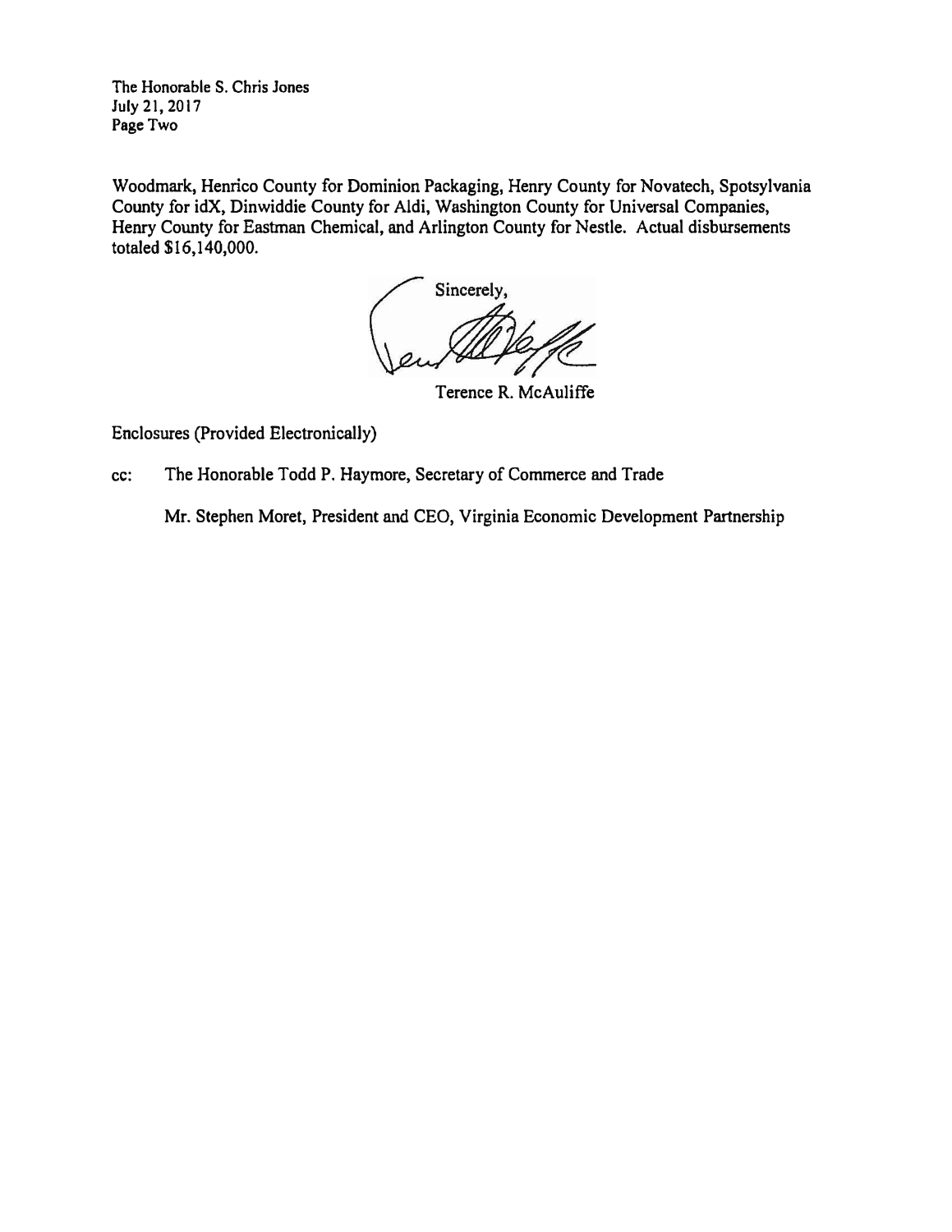Woodmark, Henrico County for Dominion Packaging, Henry County for Novatech, Spotsylvania County for idX, Dinwiddie County for Aldi, Washington County for Universal Companies, Henry County for Eastman Chemical, and Arlington County for Nestle. Actual disbursements totaled $16,140,000.

Sincerely,

Terence R. McAuliffe

Enclosures (Provided Electronically)

cc: The Honorable Todd P. Haymore, Secretary of Commerce and Trade

Mr. Stephen Moret, President and CEO, Virginia Economic Development Partnership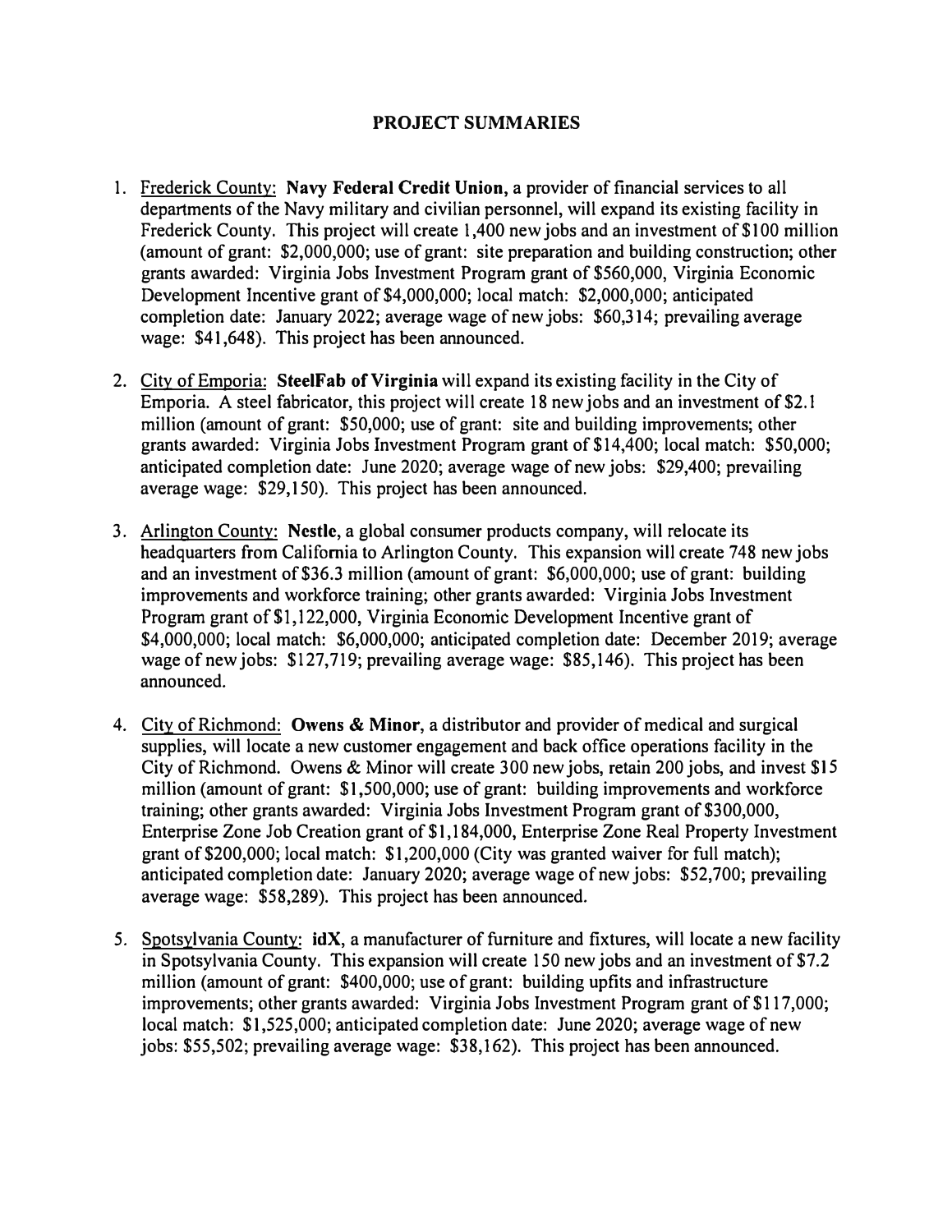## PROJECT SUMMARIES

1. <u>Frederick County:</u> **Navy Federal Credit Union,** a provider of financial services to all departments of the Navy military and civilian personnel, will expand its existing facility in Frederick County. This project will create 1,400 new jobs and an investment of $100 million (amount of grant: $2,000,000; use of grant: site preparation and building construction; other grants awarded: Virginia Jobs Investment Program grant of $560,000, Virginia Economic Development Incentive grant of $4,000,000; local match: $2,000,000; anticipated completion date: January 2022; average wage of new jobs: $60,314; prevailing average wage: $41,648). This project has been announced.

2. <u>City of Emporia:</u> **SteelFab of Virginia** will expand its existing facility in the City of Emporia. A steel fabricator, this project will create 18 new jobs and an investment of $2.1 million (amount of grant: $50,000; use of grant: site and building improvements; other grants awarded: Virginia Jobs Investment Program grant of $14,400; local match: $50,000; anticipated completion date: June 2020; average wage of new jobs: $29,400; prevailing average wage: $29,150). This project has been announced.

3. <u>Arlington County:</u> **Nestle**, a global consumer products company, will relocate its headquarters from California to Arlington County. This expansion will create 748 new jobs and an investment of $36.3 million (amount of grant: $6,000,000; use of grant: building improvements and workforce training; other grants awarded: Virginia Jobs Investment Program grant of $1,122,000, Virginia Economic Development Incentive grant of $4,000,000; local match: $6,000,000; anticipated completion date: December 2019; average wage of new jobs: $127,719; prevailing average wage: $85,146). This project has been announced.

4. <u>City of Richmond:</u> **Owens & Minor**, a distributor and provider of medical and surgical supplies, will locate a new customer engagement and back office operations facility in the City of Richmond. Owens & Minor will create 300 new jobs, retain 200 jobs, and invest $15 million (amount of grant: $1,500,000; use of grant: building improvements and workforce training; other grants awarded: Virginia Jobs Investment Program grant of $300,000, Enterprise Zone Job Creation grant of $1,184,000, Enterprise Zone Real Property Investment grant of $200,000; local match: $1,200,000 (City was granted waiver for full match); anticipated completion date: January 2020; average wage of new jobs: $52,700; prevailing average wage: $58,289). This project has been announced.

5. <u>Spotsylvania County:</u> **idX**, a manufacturer of furniture and fixtures, will locate a new facility in Spotsylvania County. This expansion will create 150 new jobs and an investment of $7.2 million (amount of grant: $400,000; use of grant: building upfits and infrastructure improvements; other grants awarded: Virginia Jobs Investment Program grant of $117,000; local match: $1,525,000; anticipated completion date: June 2020; average wage of new jobs: $55,502; prevailing average wage: $38,162). This project has been announced.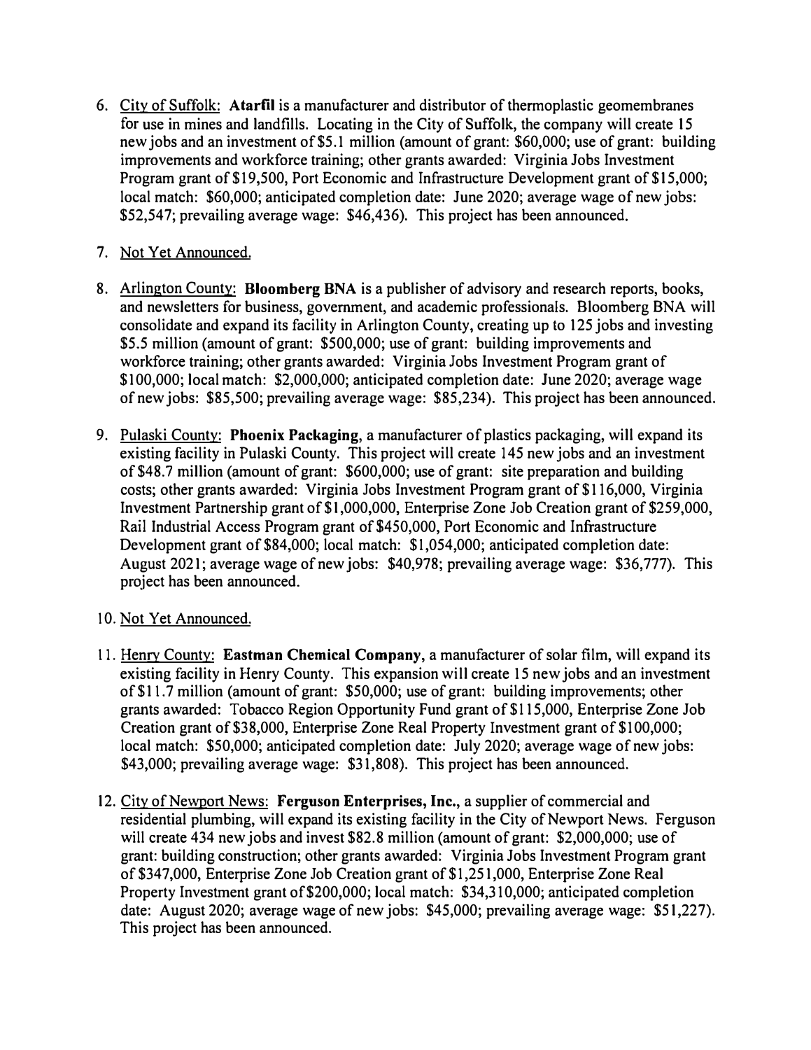6. City of Suffolk: **Atarfil** is a manufacturer and distributor of thermoplastic geomembranes for use in mines and landfills. Locating in the City of Suffolk, the company will create 15 new jobs and an investment of $5.1 million (amount of grant: $60,000; use of grant: building improvements and workforce training; other grants awarded: Virginia Jobs Investment Program grant of $19,500, Port Economic and Infrastructure Development grant of $15,000; local match: $60,000; anticipated completion date: June 2020; average wage of new jobs: $52,547; prevailing average wage: $46,436). This project has been announced.

7. Not Yet Announced.

8. Arlington County: **Bloomberg BNA** is a publisher of advisory and research reports, books, and newsletters for business, government, and academic professionals. Bloomberg BNA will consolidate and expand its facility in Arlington County, creating up to 125 jobs and investing $5.5 million (amount of grant: $500,000; use of grant: building improvements and workforce training; other grants awarded: Virginia Jobs Investment Program grant of $100,000; local match: $2,000,000; anticipated completion date: June 2020; average wage of new jobs: $85,500; prevailing average wage: $85,234). This project has been announced.

9. Pulaski County: **Phoenix Packaging**, a manufacturer of plastics packaging, will expand its existing facility in Pulaski County. This project will create 145 new jobs and an investment of $48.7 million (amount of grant: $600,000; use of grant: site preparation and building costs; other grants awarded: Virginia Jobs Investment Program grant of $116,000, Virginia Investment Partnership grant of $1,000,000, Enterprise Zone Job Creation grant of $259,000, Rail Industrial Access Program grant of $450,000, Port Economic and Infrastructure Development grant of $84,000; local match: $1,054,000; anticipated completion date: August 2021; average wage of new jobs: $40,978; prevailing average wage: $36,777). This project has been announced.

10. Not Yet Announced.

11. Henry County: **Eastman Chemical Company**, a manufacturer of solar film, will expand its existing facility in Henry County. This expansion will create 15 new jobs and an investment of $11.7 million (amount of grant: $50,000; use of grant: building improvements; other grants awarded: Tobacco Region Opportunity Fund grant of $115,000, Enterprise Zone Job Creation grant of $38,000, Enterprise Zone Real Property Investment grant of $100,000; local match: $50,000; anticipated completion date: July 2020; average wage of new jobs: $43,000; prevailing average wage: $31,808). This project has been announced.

12. City of Newport News: **Ferguson Enterprises, Inc.**, a supplier of commercial and residential plumbing, will expand its existing facility in the City of Newport News. Ferguson will create 434 new jobs and invest $82.8 million (amount of grant: $2,000,000; use of grant: building construction; other grants awarded: Virginia Jobs Investment Program grant of $347,000, Enterprise Zone Job Creation grant of $1,251,000, Enterprise Zone Real Property Investment grant of $200,000; local match: $34,310,000; anticipated completion date: August 2020; average wage of new jobs: $45,000; prevailing average wage: $51,227). This project has been announced.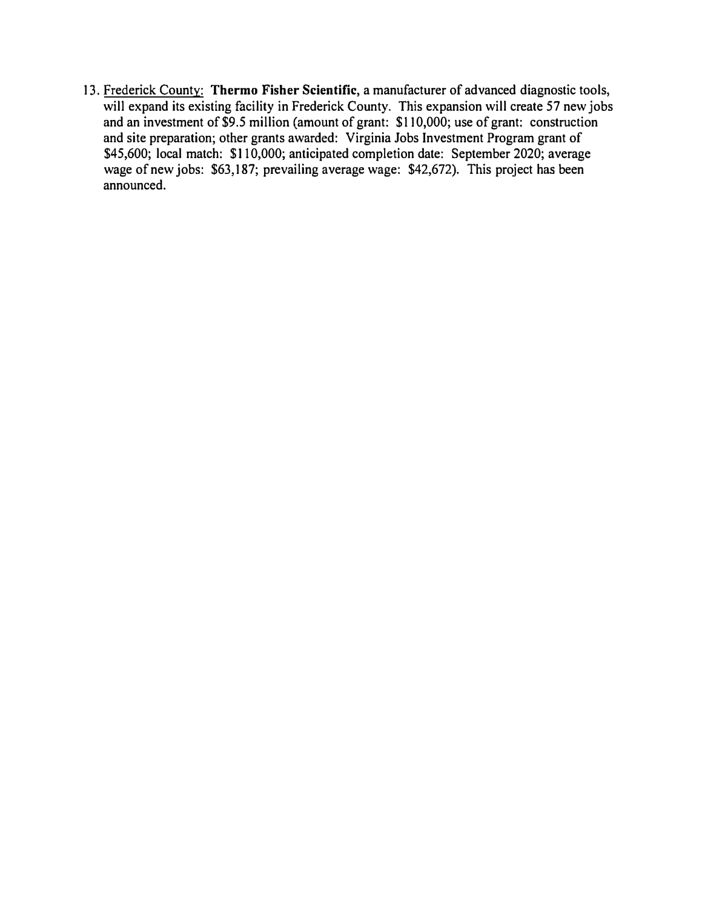13. Frederick County: **Thermo Fisher Scientific**, a manufacturer of advanced diagnostic tools, will expand its existing facility in Frederick County. This expansion will create 57 new jobs and an investment of $9.5 million (amount of grant: $110,000; use of grant: construction and site preparation; other grants awarded: Virginia Jobs Investment Program grant of $45,600; local match: $110,000; anticipated completion date: September 2020; average wage of new jobs: $63,187; prevailing average wage: $42,672). This project has been announced.